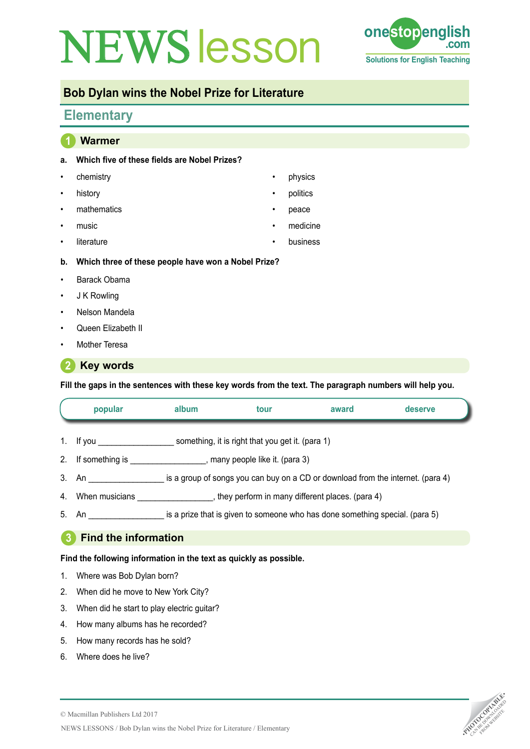# NEWS lesson

onestopenglish.com
Solutions for English Teaching

## Bob Dylan wins the Nobel Prize for Literature

### Elementary

## 1 Warmer

**a. Which five of these fields are Nobel Prizes?**

- chemistry
- history
- mathematics
- music
- literature
- physics
- politics
- peace
- medicine
- business

**b. Which three of these people have won a Nobel Prize?**

- Barack Obama
- J K Rowling
- Nelson Mandela
- Queen Elizabeth II
- Mother Teresa

## 2 Key words

**Fill the gaps in the sentences with these key words from the text. The paragraph numbers will help you.**

| popular | album | tour | award | deserve |
|---|---|---|---|---|

1. If you ________________ something, it is right that you get it. (para 1)
2. If something is ________________, many people like it. (para 3)
3. An ________________ is a group of songs you can buy on a CD or download from the internet. (para 4)
4. When musicians ________________, they perform in many different places. (para 4)
5. An ________________ is a prize that is given to someone who has done something special. (para 5)

## 3 Find the information

**Find the following information in the text as quickly as possible.**

1. Where was Bob Dylan born?
2. When did he move to New York City?
3. When did he start to play electric guitar?
4. How many albums has he recorded?
5. How many records has he sold?
6. Where does he live?

© Macmillan Publishers Ltd 2017

NEWS LESSONS / Bob Dylan wins the Nobel Prize for Literature / Elementary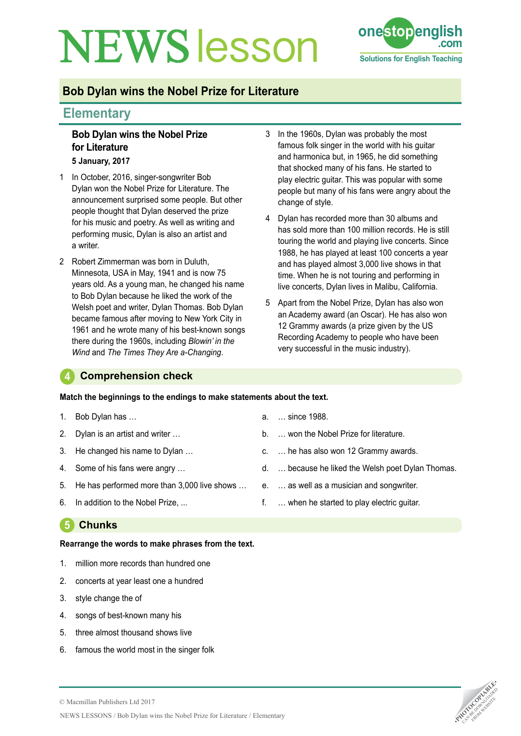# NEWS lesson

## Bob Dylan wins the Nobel Prize for Literature

## Elementary

### Bob Dylan wins the Nobel Prize for Literature

**5 January, 2017**

1 In October, 2016, singer-songwriter Bob Dylan won the Nobel Prize for Literature. The announcement surprised some people. But other people thought that Dylan deserved the prize for his music and poetry. As well as writing and performing music, Dylan is also an artist and a writer.

2 Robert Zimmerman was born in Duluth, Minnesota, USA in May, 1941 and is now 75 years old. As a young man, he changed his name to Bob Dylan because he liked the work of the Welsh poet and writer, Dylan Thomas. Bob Dylan became famous after moving to New York City in 1961 and he wrote many of his best-known songs there during the 1960s, including *Blowin' in the Wind* and *The Times They Are a-Changing*.

3 In the 1960s, Dylan was probably the most famous folk singer in the world with his guitar and harmonica but, in 1965, he did something that shocked many of his fans. He started to play electric guitar. This was popular with some people but many of his fans were angry about the change of style.

4 Dylan has recorded more than 30 albums and has sold more than 100 million records. He is still touring the world and playing live concerts. Since 1988, he has played at least 100 concerts a year and has played almost 3,000 live shows in that time. When he is not touring and performing in live concerts, Dylan lives in Malibu, California.

5 Apart from the Nobel Prize, Dylan has also won an Academy award (an Oscar). He has also won 12 Grammy awards (a prize given by the US Recording Academy to people who have been very successful in the music industry).

## 4 Comprehension check

**Match the beginnings to the endings to make statements about the text.**

1. Bob Dylan has …
2. Dylan is an artist and writer …
3. He changed his name to Dylan …
4. Some of his fans were angry …
5. He has performed more than 3,000 live shows …
6. In addition to the Nobel Prize, ...

a. … since 1988.
b. … won the Nobel Prize for literature.
c. … he has also won 12 Grammy awards.
d. … because he liked the Welsh poet Dylan Thomas.
e. … as well as a musician and songwriter.
f. … when he started to play electric guitar.

## 5 Chunks

**Rearrange the words to make phrases from the text.**

1. million more records than hundred one
2. concerts at year least one a hundred
3. style change the of
4. songs of best-known many his
5. three almost thousand shows live
6. famous the world most in the singer folk

© Macmillan Publishers Ltd 2017

NEWS LESSONS / Bob Dylan wins the Nobel Prize for Literature / Elementary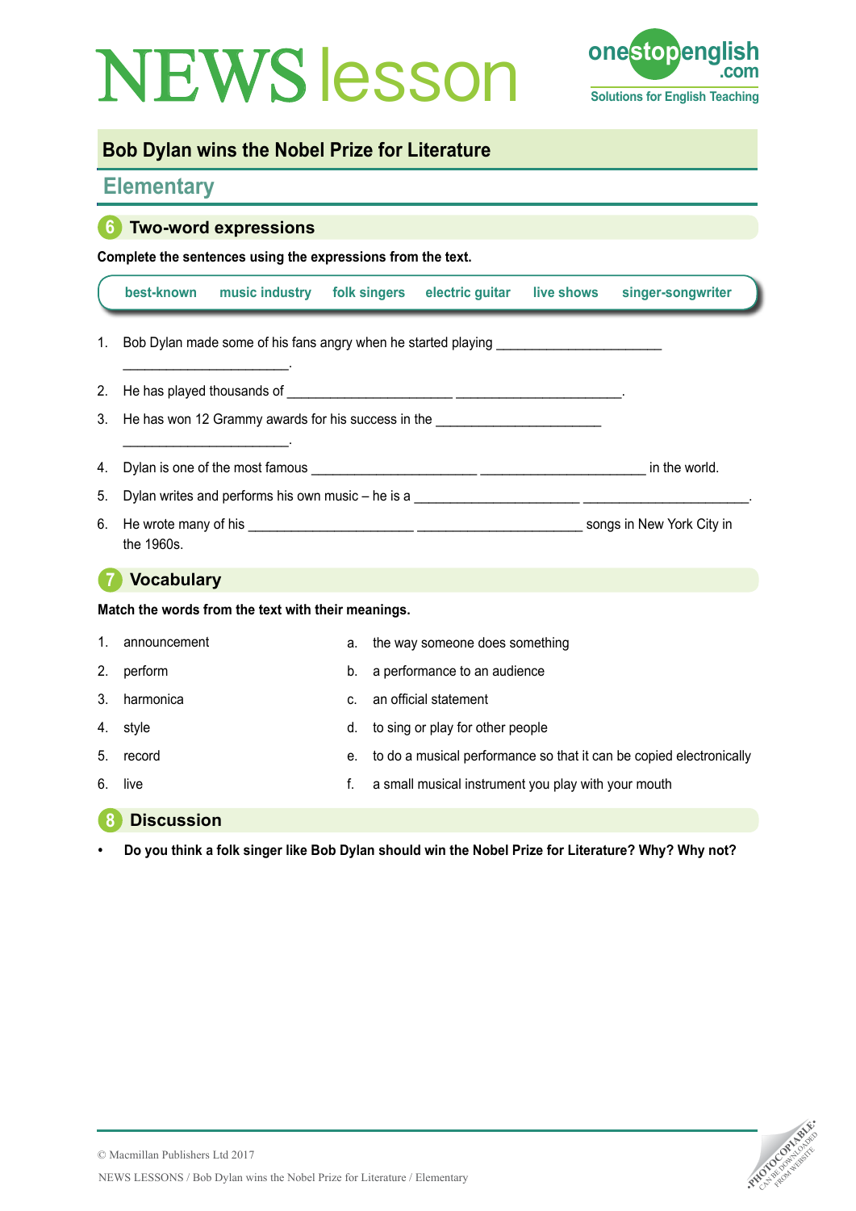# NEWS lesson

## Bob Dylan wins the Nobel Prize for Literature

### Elementary

## 6 Two-word expressions

**Complete the sentences using the expressions from the text.**

best-known | music industry | folk singers | electric guitar | live shows | singer-songwriter

1. Bob Dylan made some of his fans angry when he started playing ______________________ ______________________.
2. He has played thousands of ______________________ ______________________.
3. He has won 12 Grammy awards for his success in the ______________________ ______________________.
4. Dylan is one of the most famous ______________________ ______________________ in the world.
5. Dylan writes and performs his own music – he is a ______________________ ______________________.
6. He wrote many of his ______________________ ______________________ songs in New York City in the 1960s.

## 7 Vocabulary

**Match the words from the text with their meanings.**

1. announcement
2. perform
3. harmonica
4. style
5. record
6. live

a. the way someone does something
b. a performance to an audience
c. an official statement
d. to sing or play for other people
e. to do a musical performance so that it can be copied electronically
f. a small musical instrument you play with your mouth

## 8 Discussion

- **Do you think a folk singer like Bob Dylan should win the Nobel Prize for Literature? Why? Why not?**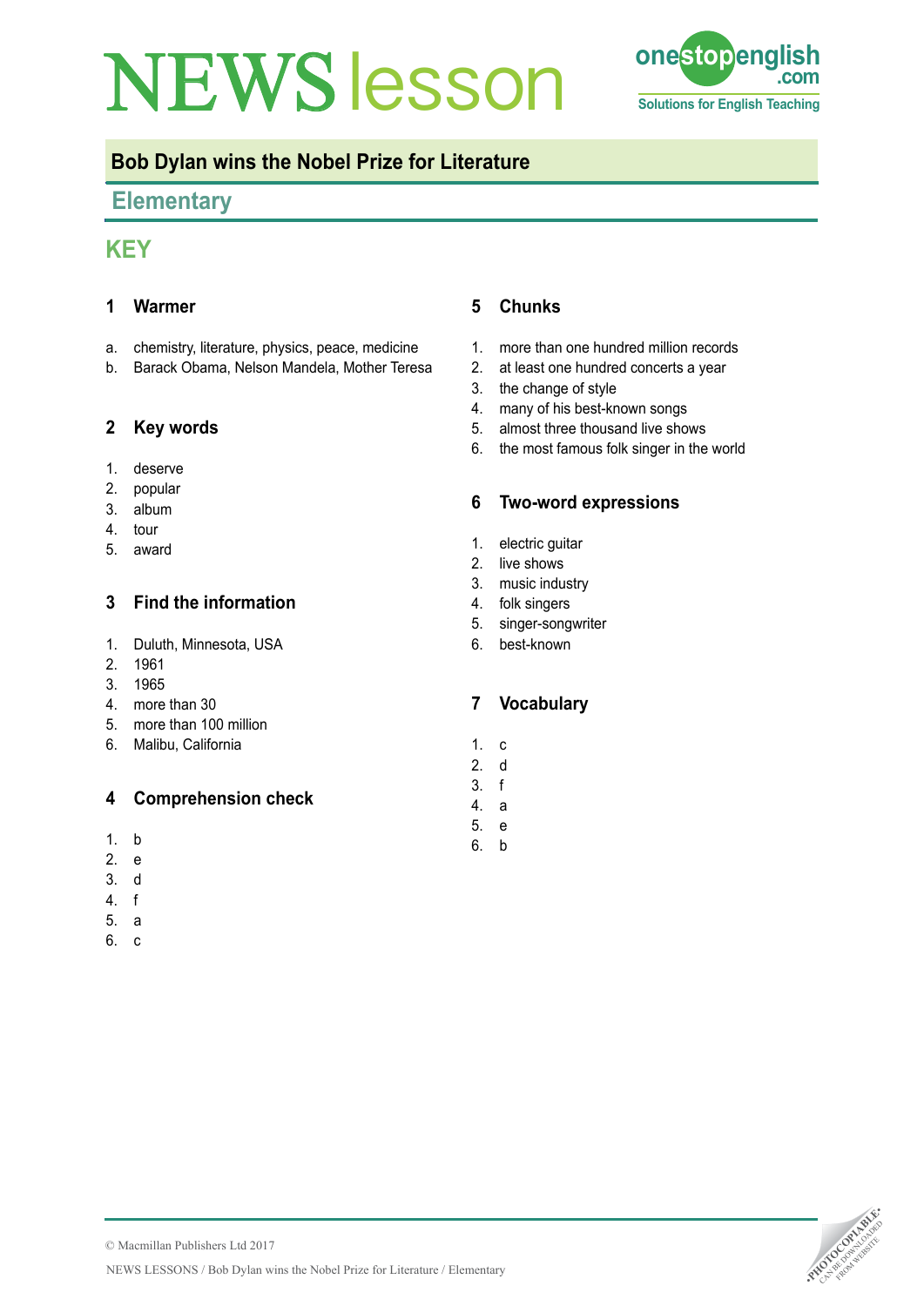# NEWS lesson

## Bob Dylan wins the Nobel Prize for Literature

### Elementary

## KEY

### 1 Warmer

a. chemistry, literature, physics, peace, medicine
b. Barack Obama, Nelson Mandela, Mother Teresa

### 2 Key words

1. deserve
2. popular
3. album
4. tour
5. award

### 3 Find the information

1. Duluth, Minnesota, USA
2. 1961
3. 1965
4. more than 30
5. more than 100 million
6. Malibu, California

### 4 Comprehension check

1. b
2. e
3. d
4. f
5. a
6. c

### 5 Chunks

1. more than one hundred million records
2. at least one hundred concerts a year
3. the change of style
4. many of his best-known songs
5. almost three thousand live shows
6. the most famous folk singer in the world

### 6 Two-word expressions

1. electric guitar
2. live shows
3. music industry
4. folk singers
5. singer-songwriter
6. best-known

### 7 Vocabulary

1. c
2. d
3. f
4. a
5. e
6. b